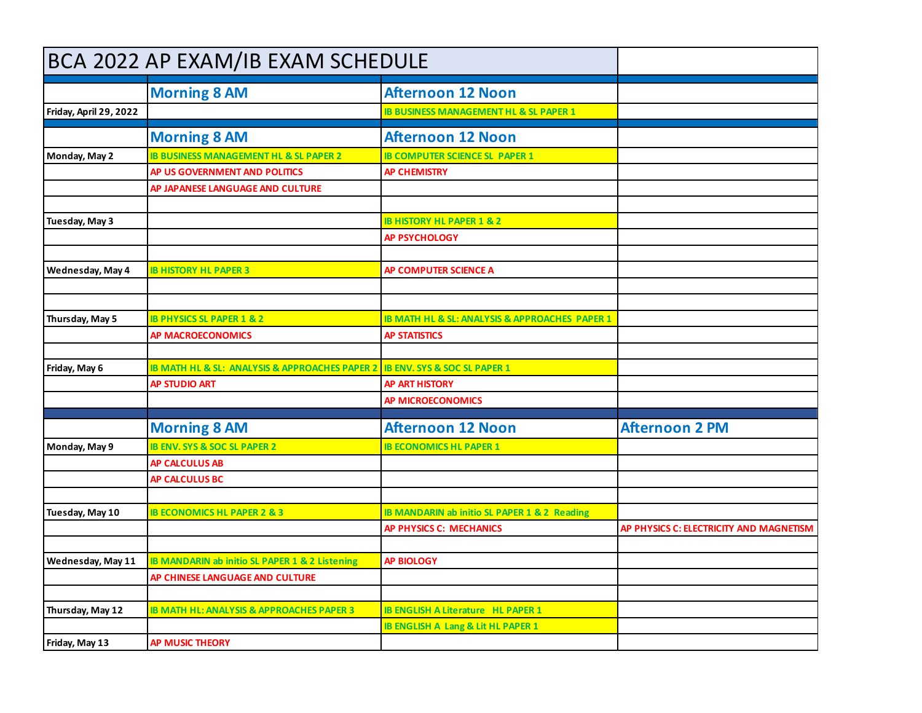# BCA 2022 AP EXAM/IB EXAM SCHEDULE

| | Morning 8 AM | Afternoon 12 Noon | |
|---|---|---|---|
| Friday, April 29, 2022 | | IB BUSINESS MANAGEMENT HL & SL PAPER 1 | |

| | Morning 8 AM | Afternoon 12 Noon | |
|---|---|---|---|
| Monday, May 2 | IB BUSINESS MANAGEMENT HL & SL PAPER 2 | IB COMPUTER SCIENCE SL PAPER 1 | |
| | AP US GOVERNMENT AND POLITICS | AP CHEMISTRY | |
| | AP JAPANESE LANGUAGE AND CULTURE | | |
| | | | |
| Tuesday, May 3 | | IB HISTORY HL PAPER 1 & 2 | |
| | | AP PSYCHOLOGY | |
| | | | |
| Wednesday, May 4 | IB HISTORY HL PAPER 3 | AP COMPUTER SCIENCE A | |
| | | | |
| | | | |
| Thursday, May 5 | IB PHYSICS SL PAPER 1 & 2 | IB MATH HL & SL: ANALYSIS & APPROACHES PAPER 1 | |
| | AP MACROECONOMICS | AP STATISTICS | |
| | | | |
| Friday, May 6 | IB MATH HL & SL: ANALYSIS & APPROACHES PAPER 2 | IB ENV. SYS & SOC SL PAPER 1 | |
| | AP STUDIO ART | AP ART HISTORY | |
| | | AP MICROECONOMICS | |

| | Morning 8 AM | Afternoon 12 Noon | Afternoon 2 PM |
|---|---|---|---|
| Monday, May 9 | IB ENV. SYS & SOC SL PAPER 2 | IB ECONOMICS HL PAPER 1 | |
| | AP CALCULUS AB | | |
| | AP CALCULUS BC | | |
| | | | |
| Tuesday, May 10 | IB ECONOMICS HL PAPER 2 & 3 | IB MANDARIN ab initio SL PAPER 1 & 2 Reading | |
| | | AP PHYSICS C: MECHANICS | AP PHYSICS C: ELECTRICITY AND MAGNETISM |
| | | | |
| Wednesday, May 11 | IB MANDARIN ab initio SL PAPER 1 & 2 Listening | AP BIOLOGY | |
| | AP CHINESE LANGUAGE AND CULTURE | | |
| | | | |
| Thursday, May 12 | IB MATH HL: ANALYSIS & APPROACHES PAPER 3 | IB ENGLISH A Literature HL PAPER 1 | |
| | | IB ENGLISH A Lang & Lit HL PAPER 1 | |
| Friday, May 13 | AP MUSIC THEORY | | |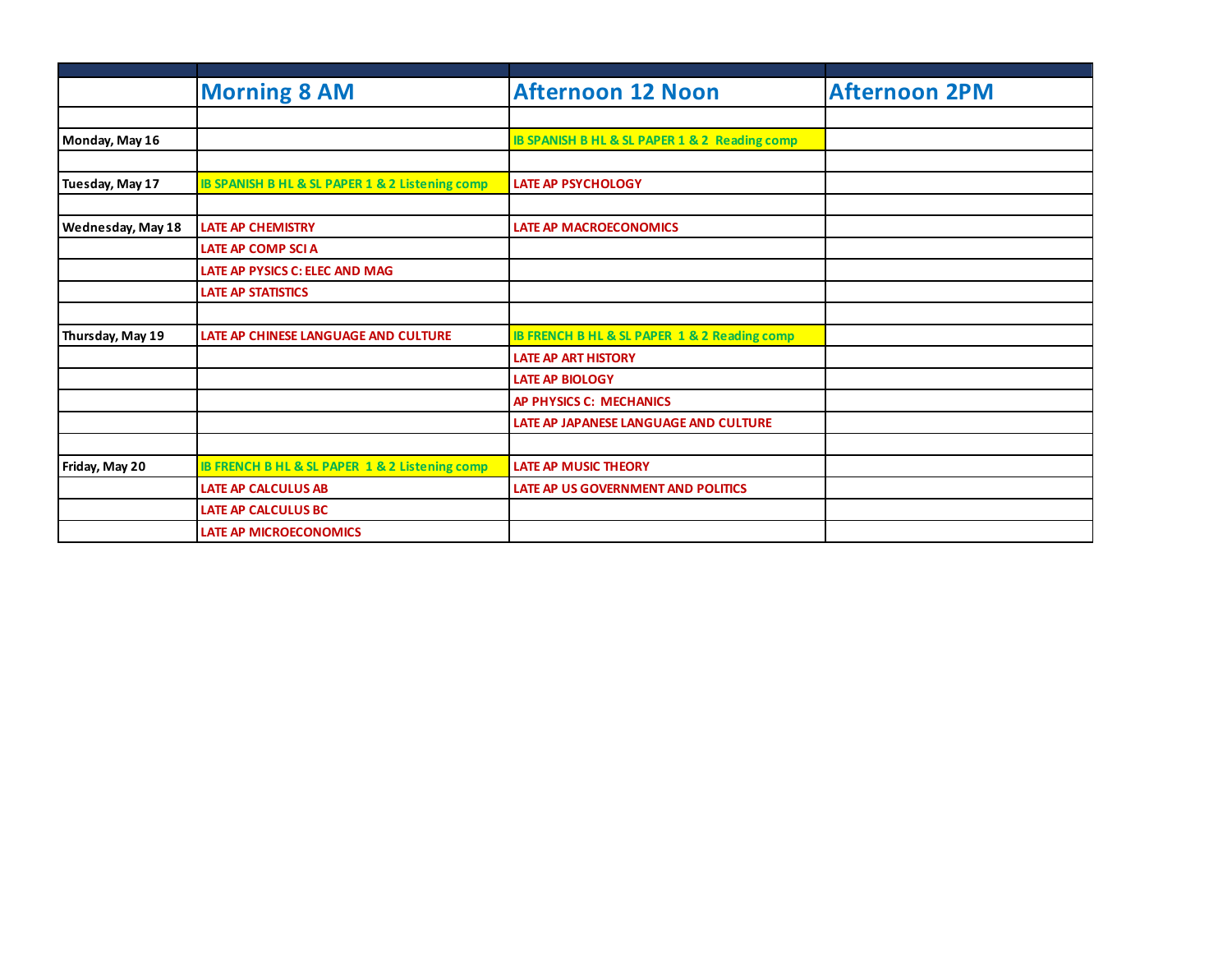| | Morning 8 AM | Afternoon 12 Noon | Afternoon 2PM |
|---|---|---|---|
| | | | |
| Monday, May 16 | | IB SPANISH B HL & SL PAPER 1 & 2 Reading comp | |
| | | | |
| Tuesday, May 17 | IB SPANISH B HL & SL PAPER 1 & 2 Listening comp | LATE AP PSYCHOLOGY | |
| | | | |
| Wednesday, May 18 | LATE AP CHEMISTRY | LATE AP MACROECONOMICS | |
| | LATE AP COMP SCI A | | |
| | LATE AP PYSICS C: ELEC AND MAG | | |
| | LATE AP STATISTICS | | |
| | | | |
| Thursday, May 19 | LATE AP CHINESE LANGUAGE AND CULTURE | IB FRENCH B HL & SL PAPER 1 & 2 Reading comp | |
| | | LATE AP ART HISTORY | |
| | | LATE AP BIOLOGY | |
| | | AP PHYSICS C: MECHANICS | |
| | | LATE AP JAPANESE LANGUAGE AND CULTURE | |
| | | | |
| Friday, May 20 | IB FRENCH B HL & SL PAPER 1 & 2 Listening comp | LATE AP MUSIC THEORY | |
| | LATE AP CALCULUS AB | LATE AP US GOVERNMENT AND POLITICS | |
| | LATE AP CALCULUS BC | | |
| | LATE AP MICROECONOMICS | | |